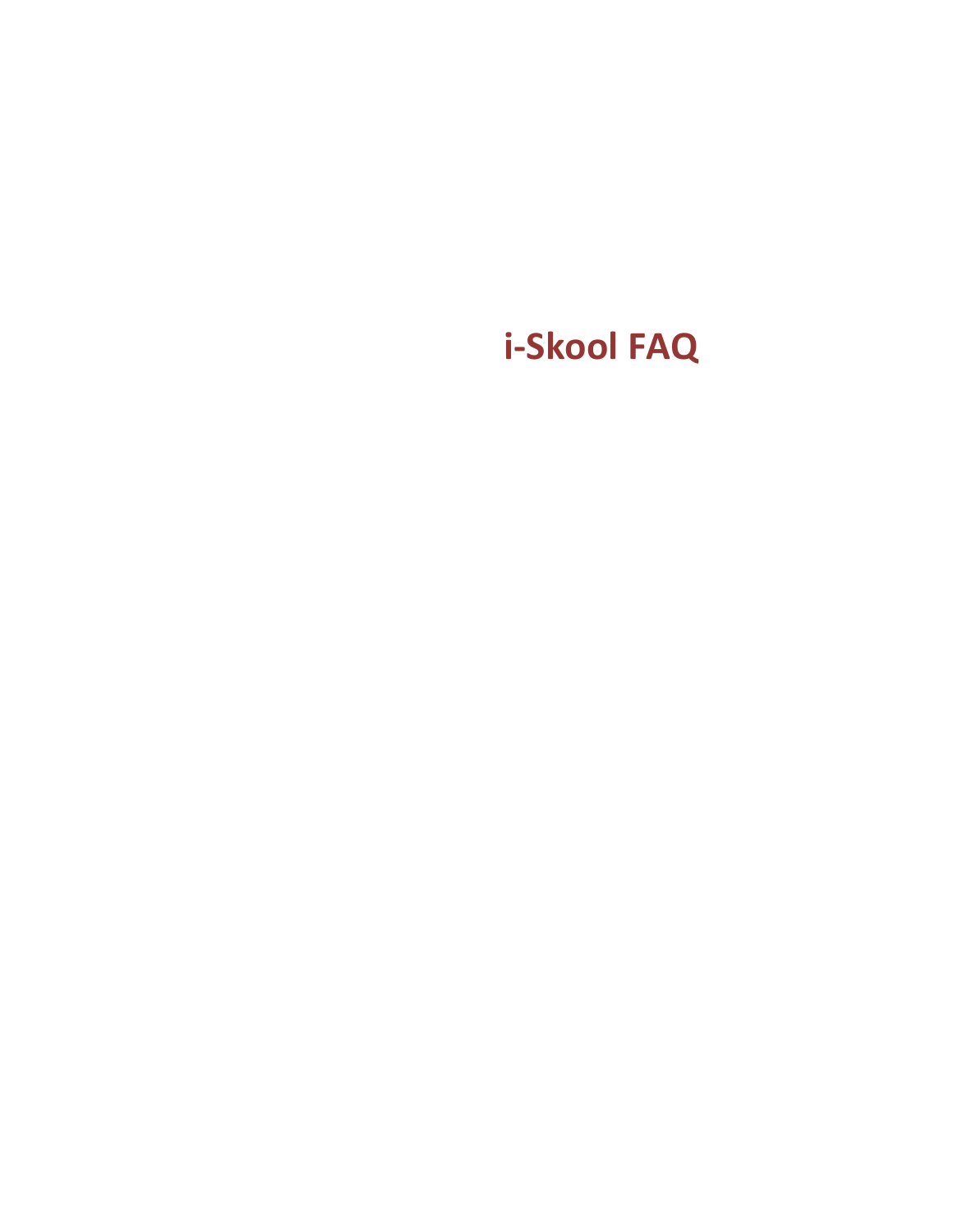# i-Skool FAQ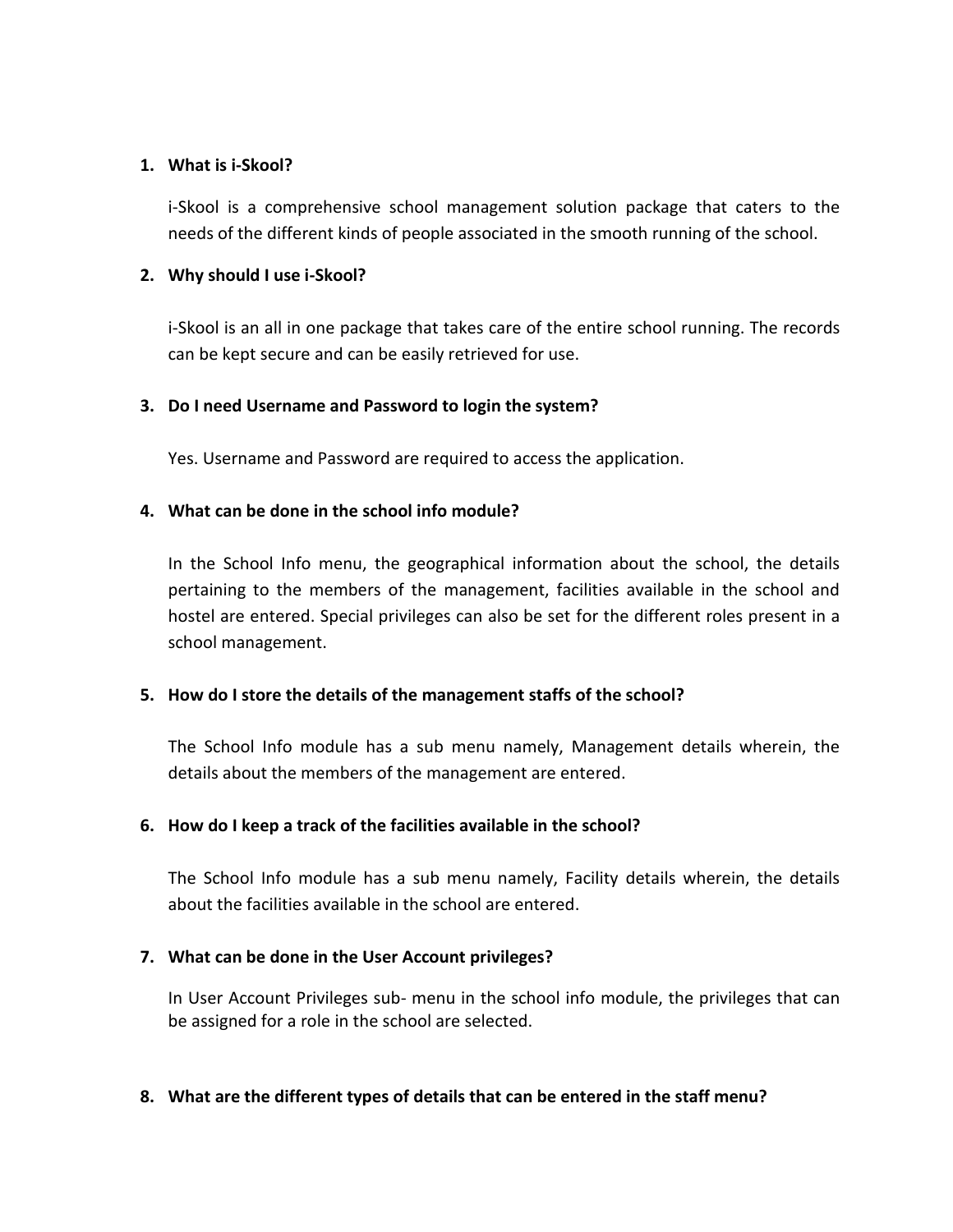1. **What is i-Skool?**

   i-Skool is a comprehensive school management solution package that caters to the needs of the different kinds of people associated in the smooth running of the school.

2. **Why should I use i-Skool?**

   i-Skool is an all in one package that takes care of the entire school running. The records can be kept secure and can be easily retrieved for use.

3. **Do I need Username and Password to login the system?**

   Yes. Username and Password are required to access the application.

4. **What can be done in the school info module?**

   In the School Info menu, the geographical information about the school, the details pertaining to the members of the management, facilities available in the school and hostel are entered. Special privileges can also be set for the different roles present in a school management.

5. **How do I store the details of the management staffs of the school?**

   The School Info module has a sub menu namely, Management details wherein, the details about the members of the management are entered.

6. **How do I keep a track of the facilities available in the school?**

   The School Info module has a sub menu namely, Facility details wherein, the details about the facilities available in the school are entered.

7. **What can be done in the User Account privileges?**

   In User Account Privileges sub- menu in the school info module, the privileges that can be assigned for a role in the school are selected.

8. **What are the different types of details that can be entered in the staff menu?**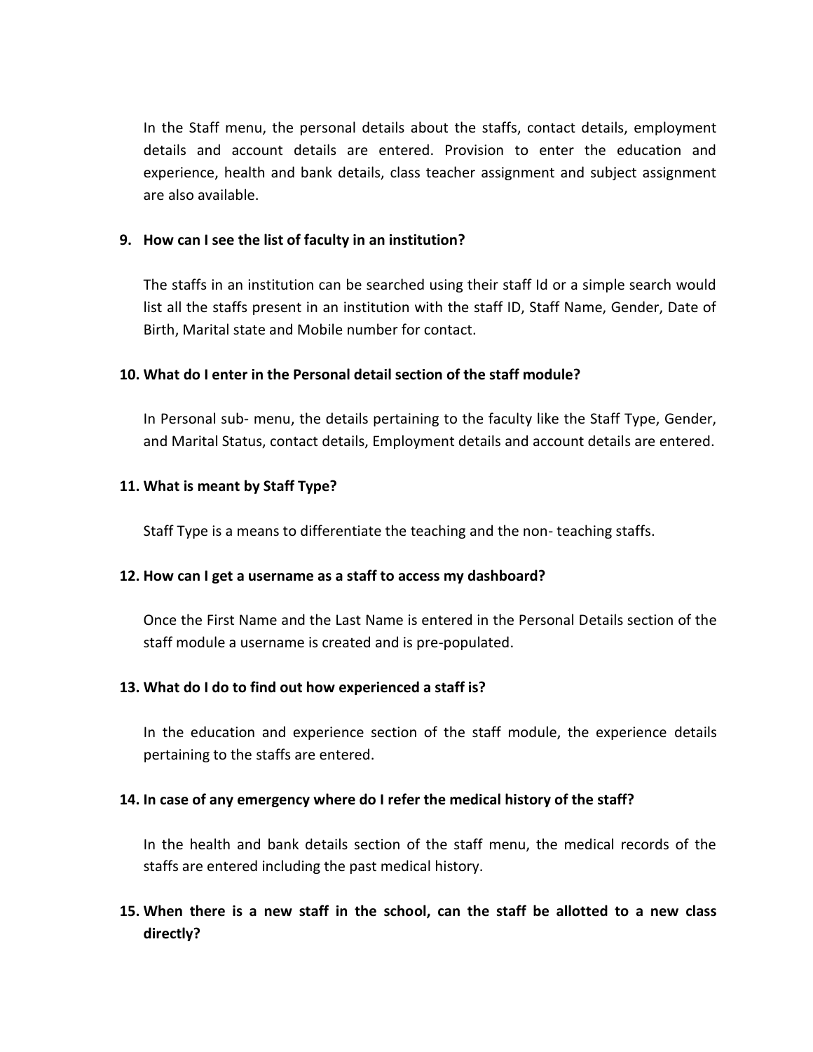In the Staff menu, the personal details about the staffs, contact details, employment details and account details are entered. Provision to enter the education and experience, health and bank details, class teacher assignment and subject assignment are also available.

**9. How can I see the list of faculty in an institution?**

The staffs in an institution can be searched using their staff Id or a simple search would list all the staffs present in an institution with the staff ID, Staff Name, Gender, Date of Birth, Marital state and Mobile number for contact.

**10. What do I enter in the Personal detail section of the staff module?**

In Personal sub- menu, the details pertaining to the faculty like the Staff Type, Gender, and Marital Status, contact details, Employment details and account details are entered.

**11. What is meant by Staff Type?**

Staff Type is a means to differentiate the teaching and the non- teaching staffs.

**12. How can I get a username as a staff to access my dashboard?**

Once the First Name and the Last Name is entered in the Personal Details section of the staff module a username is created and is pre-populated.

**13. What do I do to find out how experienced a staff is?**

In the education and experience section of the staff module, the experience details pertaining to the staffs are entered.

**14. In case of any emergency where do I refer the medical history of the staff?**

In the health and bank details section of the staff menu, the medical records of the staffs are entered including the past medical history.

**15. When there is a new staff in the school, can the staff be allotted to a new class directly?**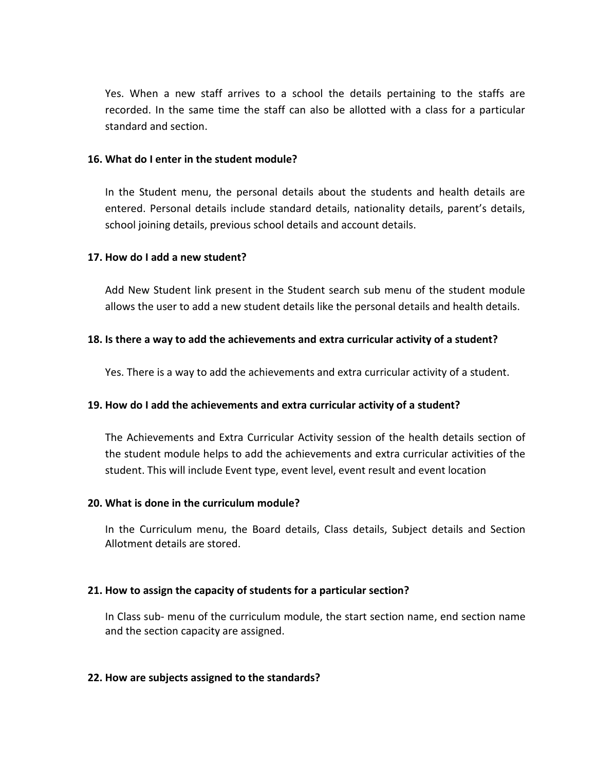Yes. When a new staff arrives to a school the details pertaining to the staffs are recorded. In the same time the staff can also be allotted with a class for a particular standard and section.

**16. What do I enter in the student module?**

In the Student menu, the personal details about the students and health details are entered. Personal details include standard details, nationality details, parent's details, school joining details, previous school details and account details.

**17. How do I add a new student?**

Add New Student link present in the Student search sub menu of the student module allows the user to add a new student details like the personal details and health details.

**18. Is there a way to add the achievements and extra curricular activity of a student?**

Yes. There is a way to add the achievements and extra curricular activity of a student.

**19. How do I add the achievements and extra curricular activity of a student?**

The Achievements and Extra Curricular Activity session of the health details section of the student module helps to add the achievements and extra curricular activities of the student. This will include Event type, event level, event result and event location

**20. What is done in the curriculum module?**

In the Curriculum menu, the Board details, Class details, Subject details and Section Allotment details are stored.

**21. How to assign the capacity of students for a particular section?**

In Class sub- menu of the curriculum module, the start section name, end section name and the section capacity are assigned.

**22. How are subjects assigned to the standards?**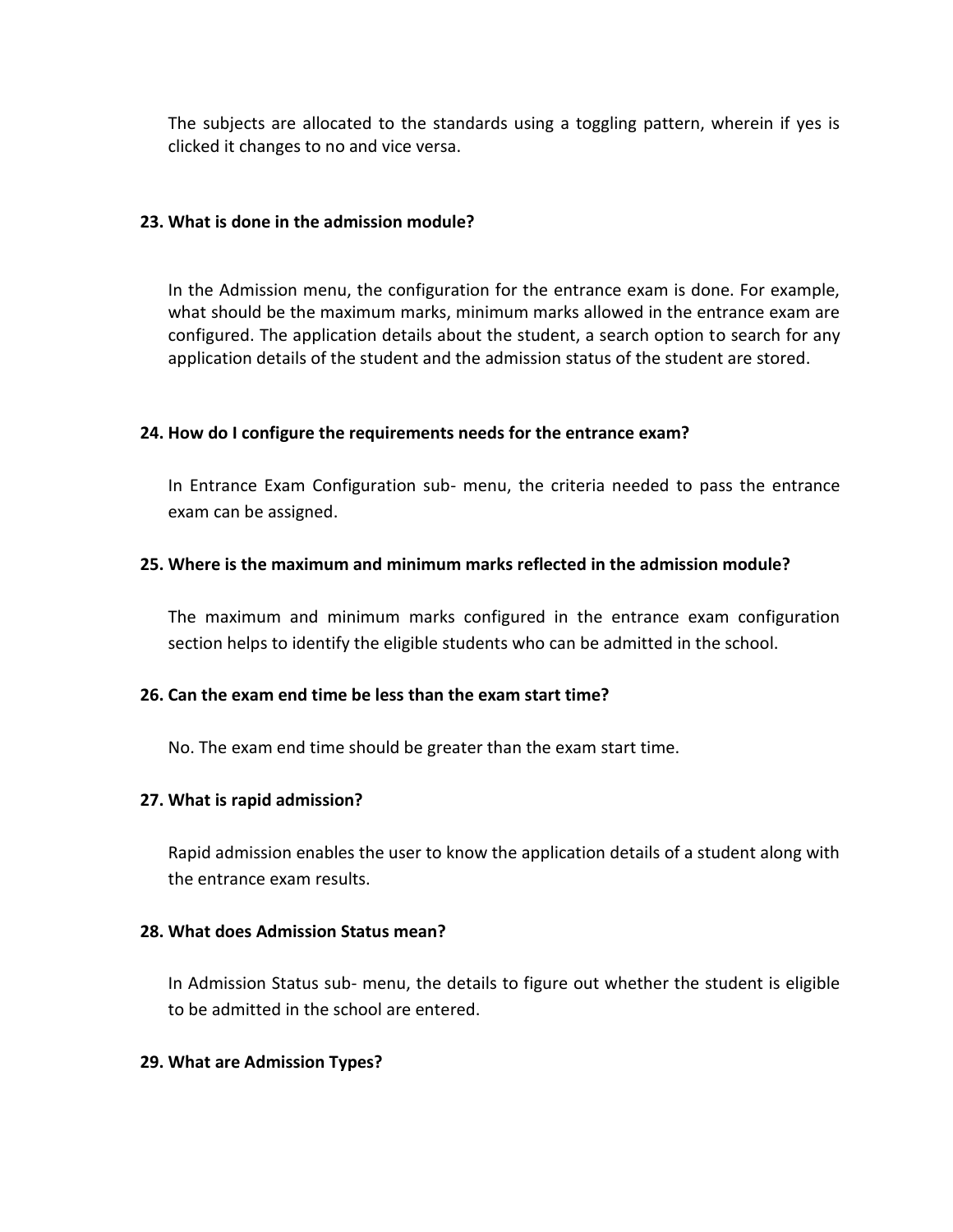The subjects are allocated to the standards using a toggling pattern, wherein if yes is clicked it changes to no and vice versa.

**23. What is done in the admission module?**

In the Admission menu, the configuration for the entrance exam is done. For example, what should be the maximum marks, minimum marks allowed in the entrance exam are configured. The application details about the student, a search option to search for any application details of the student and the admission status of the student are stored.

**24. How do I configure the requirements needs for the entrance exam?**

In Entrance Exam Configuration sub- menu, the criteria needed to pass the entrance exam can be assigned.

**25. Where is the maximum and minimum marks reflected in the admission module?**

The maximum and minimum marks configured in the entrance exam configuration section helps to identify the eligible students who can be admitted in the school.

**26. Can the exam end time be less than the exam start time?**

No. The exam end time should be greater than the exam start time.

**27. What is rapid admission?**

Rapid admission enables the user to know the application details of a student along with the entrance exam results.

**28. What does Admission Status mean?**

In Admission Status sub- menu, the details to figure out whether the student is eligible to be admitted in the school are entered.

**29. What are Admission Types?**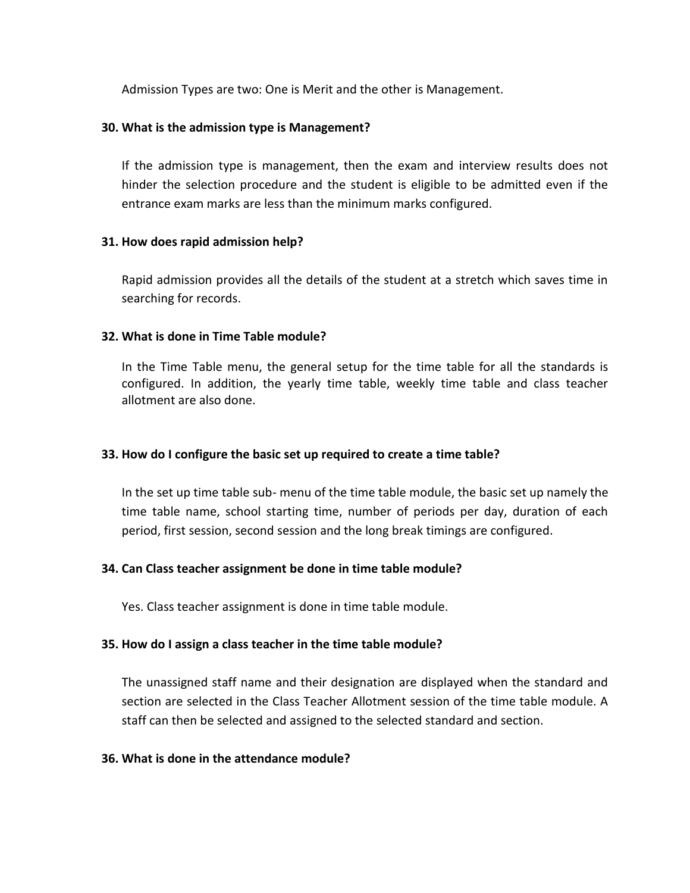Admission Types are two: One is Merit and the other is Management.

**30. What is the admission type is Management?**

If the admission type is management, then the exam and interview results does not hinder the selection procedure and the student is eligible to be admitted even if the entrance exam marks are less than the minimum marks configured.

**31. How does rapid admission help?**

Rapid admission provides all the details of the student at a stretch which saves time in searching for records.

**32. What is done in Time Table module?**

In the Time Table menu, the general setup for the time table for all the standards is configured. In addition, the yearly time table, weekly time table and class teacher allotment are also done.

**33. How do I configure the basic set up required to create a time table?**

In the set up time table sub- menu of the time table module, the basic set up namely the time table name, school starting time, number of periods per day, duration of each period, first session, second session and the long break timings are configured.

**34. Can Class teacher assignment be done in time table module?**

Yes. Class teacher assignment is done in time table module.

**35. How do I assign a class teacher in the time table module?**

The unassigned staff name and their designation are displayed when the standard and section are selected in the Class Teacher Allotment session of the time table module. A staff can then be selected and assigned to the selected standard and section.

**36. What is done in the attendance module?**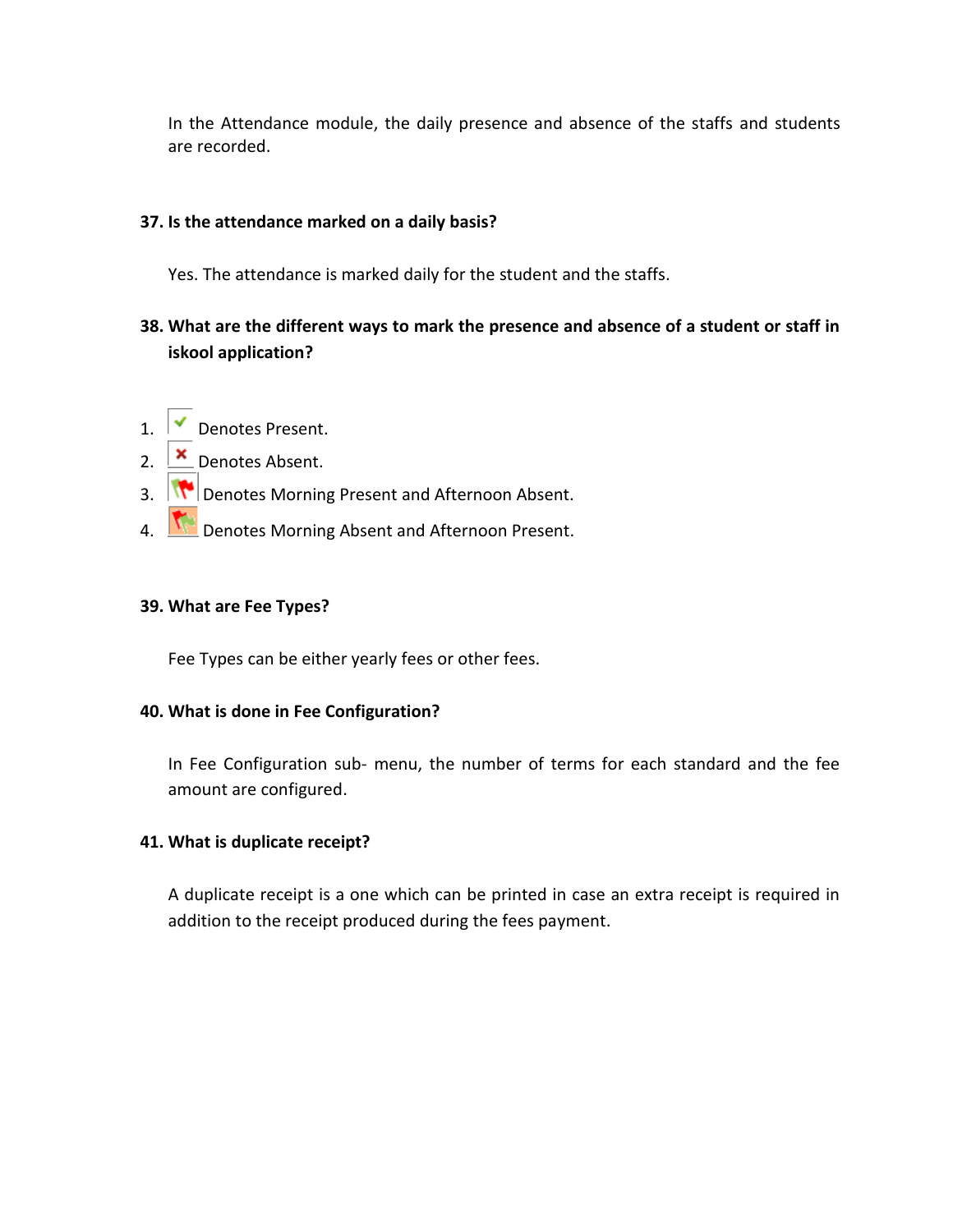In the Attendance module, the daily presence and absence of the staffs and students are recorded.

**37. Is the attendance marked on a daily basis?**

Yes. The attendance is marked daily for the student and the staffs.

**38. What are the different ways to mark the presence and absence of a student or staff in iskool application?**

1. Denotes Present.
2. Denotes Absent.
3. Denotes Morning Present and Afternoon Absent.
4. Denotes Morning Absent and Afternoon Present.

**39. What are Fee Types?**

Fee Types can be either yearly fees or other fees.

**40. What is done in Fee Configuration?**

In Fee Configuration sub- menu, the number of terms for each standard and the fee amount are configured.

**41. What is duplicate receipt?**

A duplicate receipt is a one which can be printed in case an extra receipt is required in addition to the receipt produced during the fees payment.